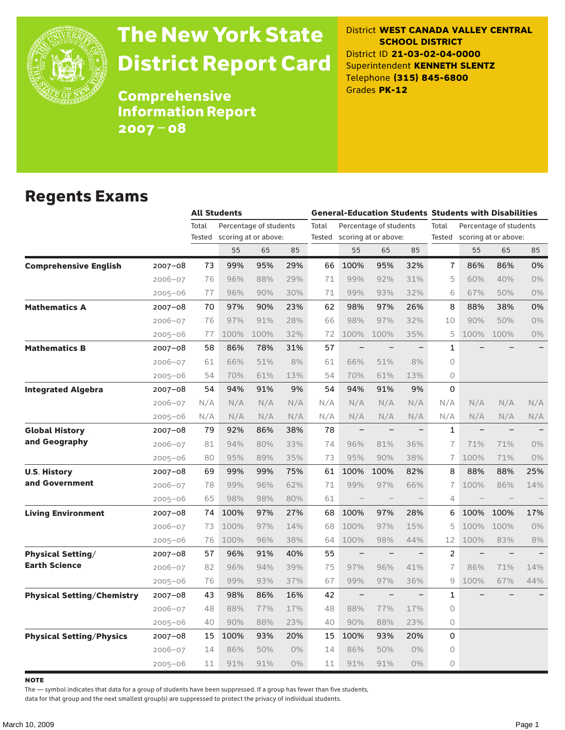# The New York State District Report Card

## Comprehensive Information Report 2007 – 08

District **WEST CANADA VALLEY CENTRAL SCHOOL DISTRICT**
District ID **21-03-02-04-0000**
Superintendent **KENNETH SLENTZ**
Telephone **(315) 845-6800**
Grades **PK-12**

## Regents Exams

| | | All Students | | | | General-Education Students | | | | Students with Disabilities | | | |
|---|---|---|---|---|---|---|---|---|---|---|---|---|---|
| | | Total Tested | Percentage of students scoring at or above: | | | Total Tested | Percentage of students scoring at or above: | | | Total Tested | Percentage of students scoring at or above: | | |
| | | | 55 | 65 | 85 | | 55 | 65 | 85 | | 55 | 65 | 85 |
| **Comprehensive English** | 2007–08 | 73 | 99% | 95% | 29% | 66 | 100% | 95% | 32% | 7 | 86% | 86% | 0% |
| | 2006–07 | 76 | 96% | 88% | 29% | 71 | 99% | 92% | 31% | 5 | 60% | 40% | 0% |
| | 2005–06 | 77 | 96% | 90% | 30% | 71 | 99% | 93% | 32% | 6 | 67% | 50% | 0% |
| **Mathematics A** | 2007–08 | 70 | 97% | 90% | 23% | 62 | 98% | 97% | 26% | 8 | 88% | 38% | 0% |
| | 2006–07 | 76 | 97% | 91% | 28% | 66 | 98% | 97% | 32% | 10 | 90% | 50% | 0% |
| | 2005–06 | 77 | 100% | 100% | 32% | 72 | 100% | 100% | 35% | 5 | 100% | 100% | 0% |
| **Mathematics B** | 2007–08 | 58 | 86% | 78% | 31% | 57 | – | – | – | 1 | – | – | – |
| | 2006–07 | 61 | 66% | 51% | 8% | 61 | 66% | 51% | 8% | 0 | | | |
| | 2005–06 | 54 | 70% | 61% | 13% | 54 | 70% | 61% | 13% | 0 | | | |
| **Integrated Algebra** | 2007–08 | 54 | 94% | 91% | 9% | 54 | 94% | 91% | 9% | 0 | | | |
| | 2006–07 | N/A | N/A | N/A | N/A | N/A | N/A | N/A | N/A | N/A | N/A | N/A | N/A |
| | 2005–06 | N/A | N/A | N/A | N/A | N/A | N/A | N/A | N/A | N/A | N/A | N/A | N/A |
| **Global History and Geography** | 2007–08 | 79 | 92% | 86% | 38% | 78 | – | – | – | 1 | – | – | – |
| | 2006–07 | 81 | 94% | 80% | 33% | 74 | 96% | 81% | 36% | 7 | 71% | 71% | 0% |
| | 2005–06 | 80 | 95% | 89% | 35% | 73 | 95% | 90% | 38% | 7 | 100% | 71% | 0% |
| **U.S. History and Government** | 2007–08 | 69 | 99% | 99% | 75% | 61 | 100% | 100% | 82% | 8 | 88% | 88% | 25% |
| | 2006–07 | 78 | 99% | 96% | 62% | 71 | 99% | 97% | 66% | 7 | 100% | 86% | 14% |
| | 2005–06 | 65 | 98% | 98% | 80% | 61 | – | – | – | 4 | – | – | – |
| **Living Environment** | 2007–08 | 74 | 100% | 97% | 27% | 68 | 100% | 97% | 28% | 6 | 100% | 100% | 17% |
| | 2006–07 | 73 | 100% | 97% | 14% | 68 | 100% | 97% | 15% | 5 | 100% | 100% | 0% |
| | 2005–06 | 76 | 100% | 96% | 38% | 64 | 100% | 98% | 44% | 12 | 100% | 83% | 8% |
| **Physical Setting/ Earth Science** | 2007–08 | 57 | 96% | 91% | 40% | 55 | – | – | – | 2 | – | – | – |
| | 2006–07 | 82 | 96% | 94% | 39% | 75 | 97% | 96% | 41% | 7 | 86% | 71% | 14% |
| | 2005–06 | 76 | 99% | 93% | 37% | 67 | 99% | 97% | 36% | 9 | 100% | 67% | 44% |
| **Physical Setting/Chemistry** | 2007–08 | 43 | 98% | 86% | 16% | 42 | – | – | – | 1 | – | – | – |
| | 2006–07 | 48 | 88% | 77% | 17% | 48 | 88% | 77% | 17% | 0 | | | |
| | 2005–06 | 40 | 90% | 88% | 23% | 40 | 90% | 88% | 23% | 0 | | | |
| **Physical Setting/Physics** | 2007–08 | 15 | 100% | 93% | 20% | 15 | 100% | 93% | 20% | 0 | | | |
| | 2006–07 | 14 | 86% | 50% | 0% | 14 | 86% | 50% | 0% | 0 | | | |
| | 2005–06 | 11 | 91% | 91% | 0% | 11 | 91% | 91% | 0% | 0 | | | |

**NOTE**

The — symbol indicates that data for a group of students have been suppressed. If a group has fewer than five students, data for that group and the next smallest group(s) are suppressed to protect the privacy of individual students.

March 10, 2009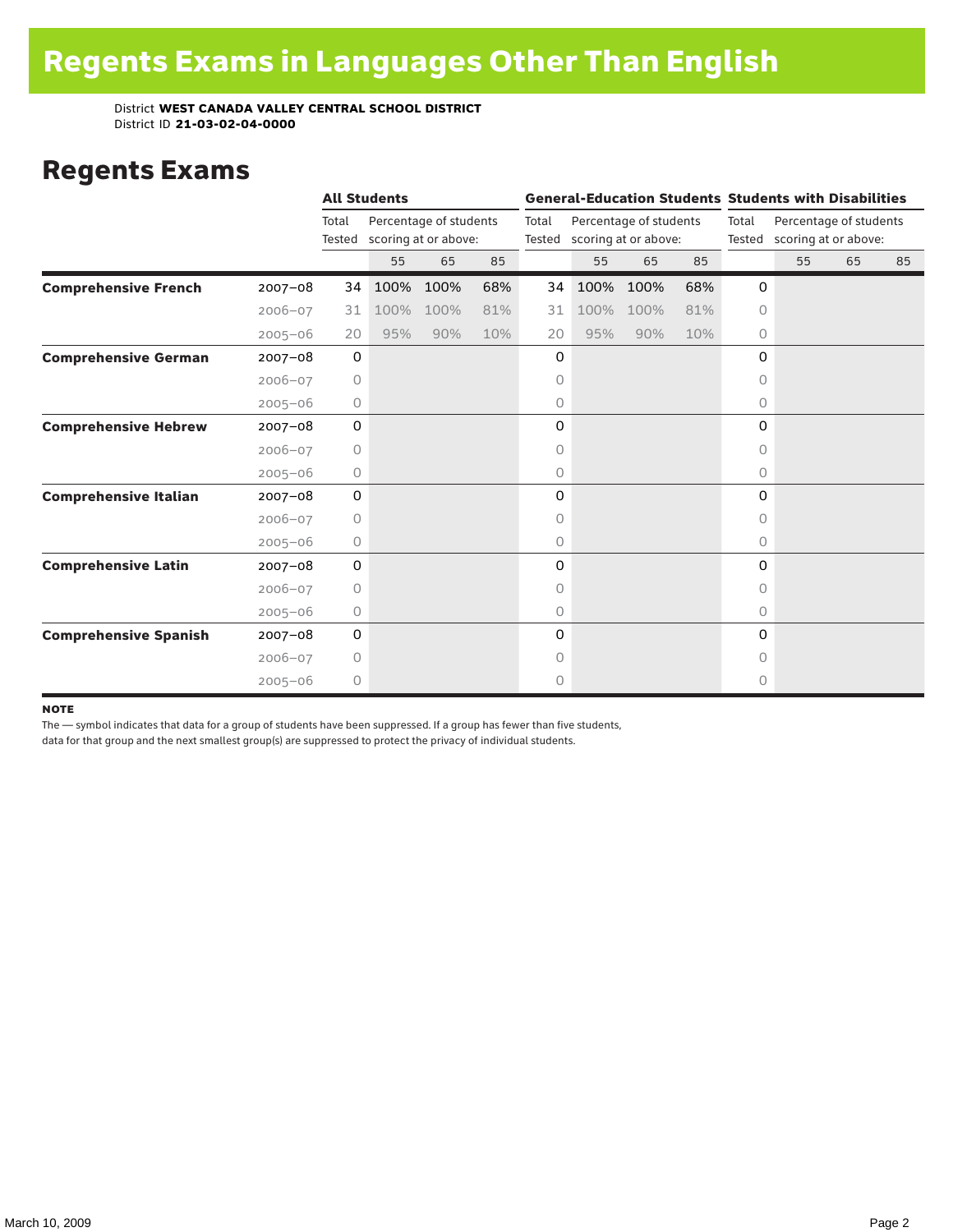# Regents Exams in Languages Other Than English

District **WEST CANADA VALLEY CENTRAL SCHOOL DISTRICT**
District ID **21-03-02-04-0000**

## Regents Exams

| | | All Students | | | | General-Education Students | | | | Students with Disabilities | | | |
|---|---|---|---|---|---|---|---|---|---|---|---|---|---|
| | | Total Tested | Percentage of students scoring at or above: | | | Total Tested | Percentage of students scoring at or above: | | | Total Tested | Percentage of students scoring at or above: | | |
| | | | 55 | 65 | 85 | | 55 | 65 | 85 | | 55 | 65 | 85 |
| **Comprehensive French** | 2007–08 | 34 | 100% | 100% | 68% | 34 | 100% | 100% | 68% | 0 | | | |
| | 2006–07 | 31 | 100% | 100% | 81% | 31 | 100% | 100% | 81% | 0 | | | |
| | 2005–06 | 20 | 95% | 90% | 10% | 20 | 95% | 90% | 10% | 0 | | | |
| **Comprehensive German** | 2007–08 | 0 | | | | 0 | | | | 0 | | | |
| | 2006–07 | 0 | | | | 0 | | | | 0 | | | |
| | 2005–06 | 0 | | | | 0 | | | | 0 | | | |
| **Comprehensive Hebrew** | 2007–08 | 0 | | | | 0 | | | | 0 | | | |
| | 2006–07 | 0 | | | | 0 | | | | 0 | | | |
| | 2005–06 | 0 | | | | 0 | | | | 0 | | | |
| **Comprehensive Italian** | 2007–08 | 0 | | | | 0 | | | | 0 | | | |
| | 2006–07 | 0 | | | | 0 | | | | 0 | | | |
| | 2005–06 | 0 | | | | 0 | | | | 0 | | | |
| **Comprehensive Latin** | 2007–08 | 0 | | | | 0 | | | | 0 | | | |
| | 2006–07 | 0 | | | | 0 | | | | 0 | | | |
| | 2005–06 | 0 | | | | 0 | | | | 0 | | | |
| **Comprehensive Spanish** | 2007–08 | 0 | | | | 0 | | | | 0 | | | |
| | 2006–07 | 0 | | | | 0 | | | | 0 | | | |
| | 2005–06 | 0 | | | | 0 | | | | 0 | | | |

**NOTE**

The — symbol indicates that data for a group of students have been suppressed. If a group has fewer than five students, data for that group and the next smallest group(s) are suppressed to protect the privacy of individual students.

March 10, 2009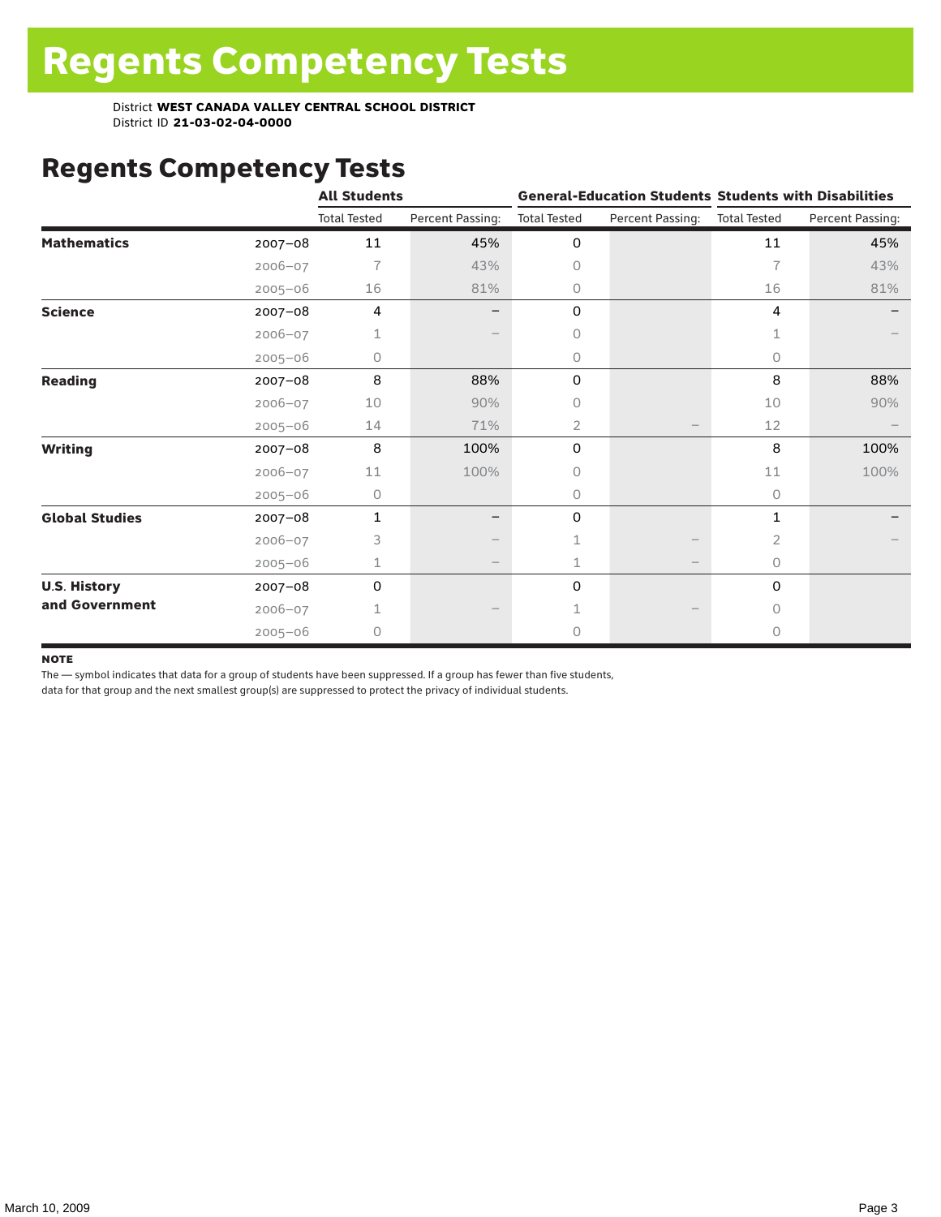# Regents Competency Tests

District **WEST CANADA VALLEY CENTRAL SCHOOL DISTRICT**
District ID **21-03-02-04-0000**

## Regents Competency Tests

| | | All Students | | General-Education Students | | Students with Disabilities | |
|---|---|---|---|---|---|---|---|
| | | Total Tested | Percent Passing: | Total Tested | Percent Passing: | Total Tested | Percent Passing: |
| **Mathematics** | 2007–08 | 11 | 45% | 0 | | 11 | 45% |
| | 2006–07 | 7 | 43% | 0 | | 7 | 43% |
| | 2005–06 | 16 | 81% | 0 | | 16 | 81% |
| **Science** | 2007–08 | 4 | – | 0 | | 4 | – |
| | 2006–07 | 1 | – | 0 | | 1 | – |
| | 2005–06 | 0 | | 0 | | 0 | |
| **Reading** | 2007–08 | 8 | 88% | 0 | | 8 | 88% |
| | 2006–07 | 10 | 90% | 0 | | 10 | 90% |
| | 2005–06 | 14 | 71% | 2 | – | 12 | – |
| **Writing** | 2007–08 | 8 | 100% | 0 | | 8 | 100% |
| | 2006–07 | 11 | 100% | 0 | | 11 | 100% |
| | 2005–06 | 0 | | 0 | | 0 | |
| **Global Studies** | 2007–08 | 1 | – | 0 | | 1 | – |
| | 2006–07 | 3 | – | 1 | – | 2 | – |
| | 2005–06 | 1 | – | 1 | – | 0 | |
| **U.S. History and Government** | 2007–08 | 0 | | 0 | | 0 | |
| | 2006–07 | 1 | – | 1 | – | 0 | |
| | 2005–06 | 0 | | 0 | | 0 | |

**NOTE**

The — symbol indicates that data for a group of students have been suppressed. If a group has fewer than five students, data for that group and the next smallest group(s) are suppressed to protect the privacy of individual students.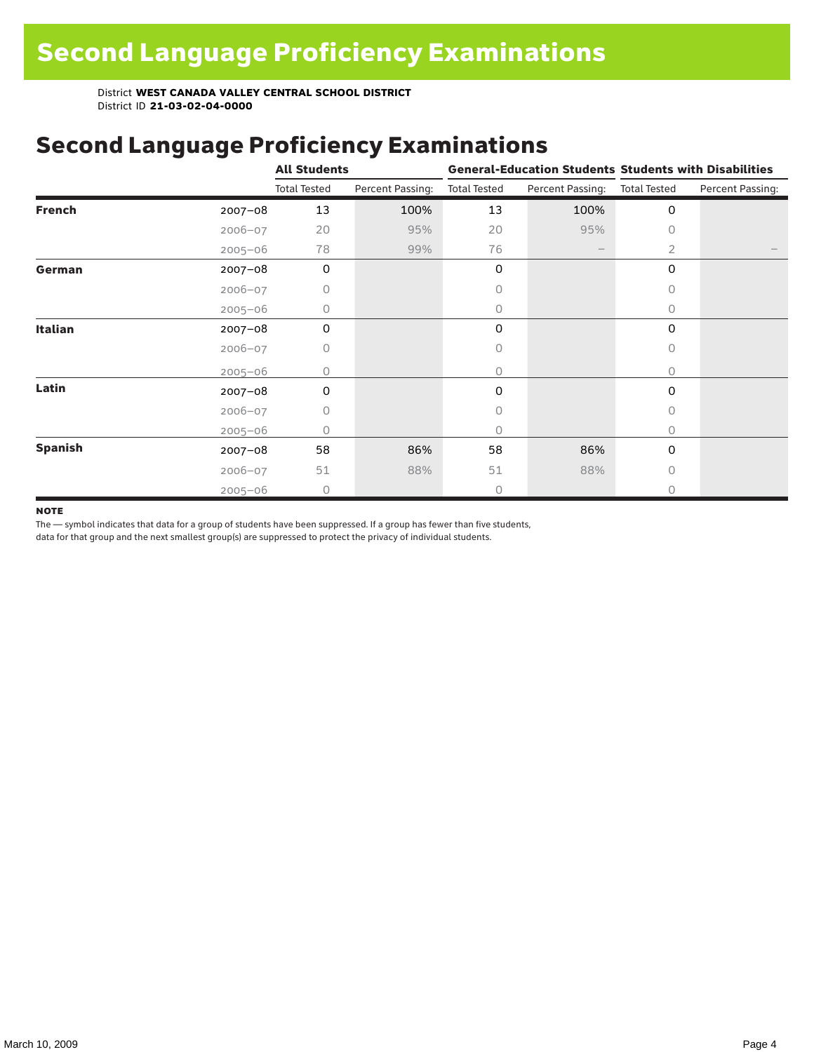# Second Language Proficiency Examinations

District **WEST CANADA VALLEY CENTRAL SCHOOL DISTRICT**
District ID **21-03-02-04-0000**

## Second Language Proficiency Examinations

| | | All Students | | General-Education Students | | Students with Disabilities | |
|---|---|---|---|---|---|---|---|
| | | Total Tested | Percent Passing: | Total Tested | Percent Passing: | Total Tested | Percent Passing: |
| **French** | 2007–08 | 13 | 100% | 13 | 100% | 0 | |
| | 2006–07 | 20 | 95% | 20 | 95% | 0 | |
| | 2005–06 | 78 | 99% | 76 | – | 2 | – |
| **German** | 2007–08 | 0 | | 0 | | 0 | |
| | 2006–07 | 0 | | 0 | | 0 | |
| | 2005–06 | 0 | | 0 | | 0 | |
| **Italian** | 2007–08 | 0 | | 0 | | 0 | |
| | 2006–07 | 0 | | 0 | | 0 | |
| | 2005–06 | 0 | | 0 | | 0 | |
| **Latin** | 2007–08 | 0 | | 0 | | 0 | |
| | 2006–07 | 0 | | 0 | | 0 | |
| | 2005–06 | 0 | | 0 | | 0 | |
| **Spanish** | 2007–08 | 58 | 86% | 58 | 86% | 0 | |
| | 2006–07 | 51 | 88% | 51 | 88% | 0 | |
| | 2005–06 | 0 | | 0 | | 0 | |

**NOTE**

The — symbol indicates that data for a group of students have been suppressed. If a group has fewer than five students, data for that group and the next smallest group(s) are suppressed to protect the privacy of individual students.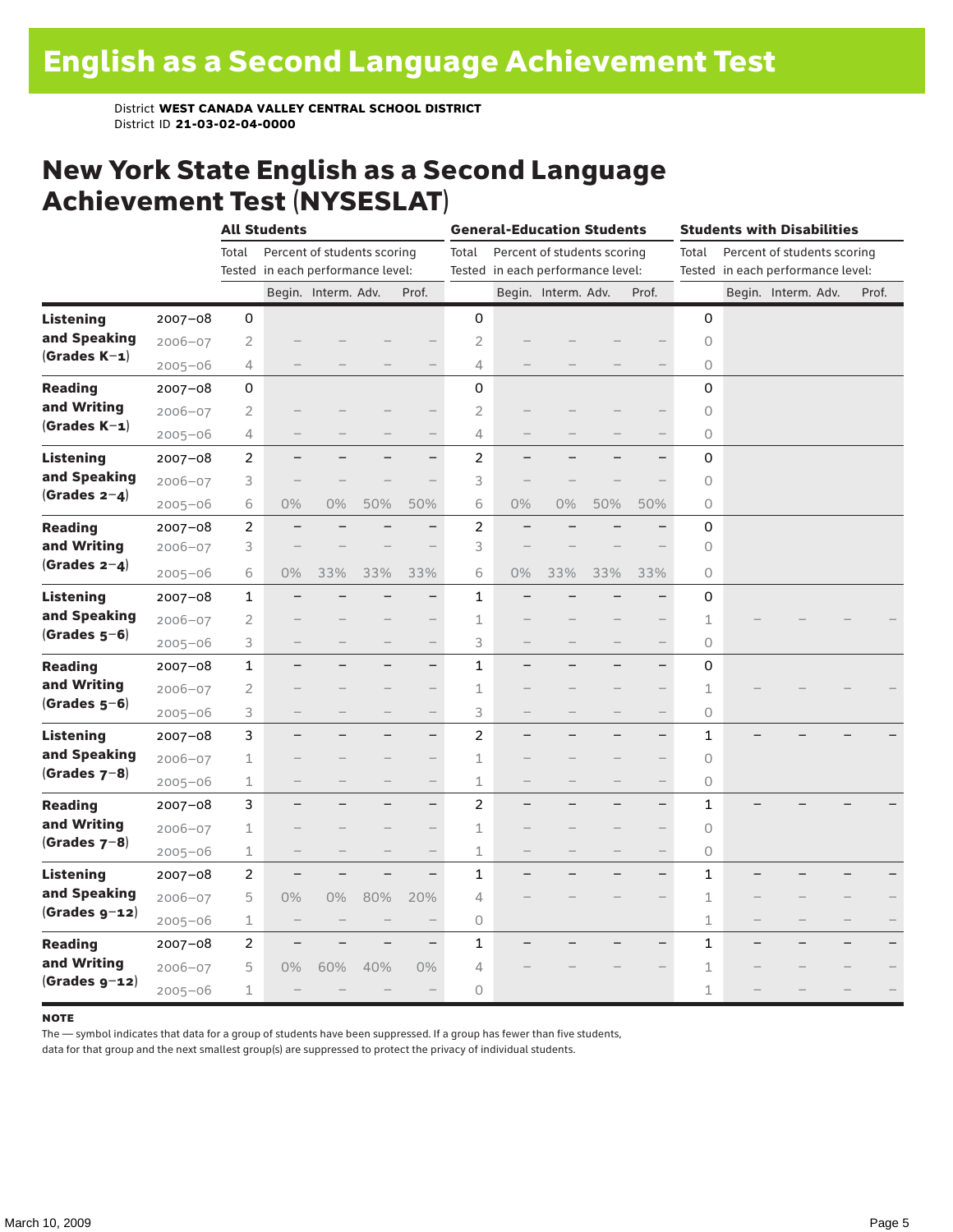# English as a Second Language Achievement Test

District **WEST CANADA VALLEY CENTRAL SCHOOL DISTRICT**
District ID **21-03-02-04-0000**

## New York State English as a Second Language Achievement Test (NYSESLAT)

| | | All Students | | | | | General-Education Students | | | | | Students with Disabilities | | | | |
|---|---|---|---|---|---|---|---|---|---|---|---|---|---|---|---|---|
| | | Total Tested | Percent of students scoring in each performance level: | | | | Total Tested | Percent of students scoring in each performance level: | | | | Total Tested | Percent of students scoring in each performance level: | | | |
| | | | Begin. | Interm. | Adv. | Prof. | | Begin. | Interm. | Adv. | Prof. | | Begin. | Interm. | Adv. | Prof. |
| **Listening and Speaking (Grades K–1)** | 2007–08 | 0 | | | | | 0 | | | | | 0 | | | | |
| | 2006–07 | 2 | – | – | – | – | 2 | – | – | – | – | 0 | | | | |
| | 2005–06 | 4 | – | – | – | – | 4 | – | – | – | – | 0 | | | | |
| **Reading and Writing (Grades K–1)** | 2007–08 | 0 | | | | | 0 | | | | | 0 | | | | |
| | 2006–07 | 2 | – | – | – | – | 2 | – | – | – | – | 0 | | | | |
| | 2005–06 | 4 | – | – | – | – | 4 | – | – | – | – | 0 | | | | |
| **Listening and Speaking (Grades 2–4)** | 2007–08 | 2 | – | – | – | – | 2 | – | – | – | – | 0 | | | | |
| | 2006–07 | 3 | – | – | – | – | 3 | – | – | – | – | 0 | | | | |
| | 2005–06 | 6 | 0% | 0% | 50% | 50% | 6 | 0% | 0% | 50% | 50% | 0 | | | | |
| **Reading and Writing (Grades 2–4)** | 2007–08 | 2 | – | – | – | – | 2 | – | – | – | – | 0 | | | | |
| | 2006–07 | 3 | – | – | – | – | 3 | – | – | – | – | 0 | | | | |
| | 2005–06 | 6 | 0% | 33% | 33% | 33% | 6 | 0% | 33% | 33% | 33% | 0 | | | | |
| **Listening and Speaking (Grades 5–6)** | 2007–08 | 1 | – | – | – | – | 1 | – | – | – | – | 0 | | | | |
| | 2006–07 | 2 | – | – | – | – | 1 | – | – | – | – | 1 | – | – | – | – |
| | 2005–06 | 3 | – | – | – | – | 3 | – | – | – | – | 0 | | | | |
| **Reading and Writing (Grades 5–6)** | 2007–08 | 1 | – | – | – | – | 1 | – | – | – | – | 0 | | | | |
| | 2006–07 | 2 | – | – | – | – | 1 | – | – | – | – | 1 | – | – | – | – |
| | 2005–06 | 3 | – | – | – | – | 3 | – | – | – | – | 0 | | | | |
| **Listening and Speaking (Grades 7–8)** | 2007–08 | 3 | – | – | – | – | 2 | – | – | – | – | 1 | – | – | – | – |
| | 2006–07 | 1 | – | – | – | – | 1 | – | – | – | – | 0 | | | | |
| | 2005–06 | 1 | – | – | – | – | 1 | – | – | – | – | 0 | | | | |
| **Reading and Writing (Grades 7–8)** | 2007–08 | 3 | – | – | – | – | 2 | – | – | – | – | 1 | – | – | – | – |
| | 2006–07 | 1 | – | – | – | – | 1 | – | – | – | – | 0 | | | | |
| | 2005–06 | 1 | – | – | – | – | 1 | – | – | – | – | 0 | | | | |
| **Listening and Speaking (Grades 9–12)** | 2007–08 | 2 | – | – | – | – | 1 | – | – | – | – | 1 | – | – | – | – |
| | 2006–07 | 5 | 0% | 0% | 80% | 20% | 4 | – | – | – | – | 1 | – | – | – | – |
| | 2005–06 | 1 | – | – | – | – | 0 | | | | | 1 | – | – | – | – |
| **Reading and Writing (Grades 9–12)** | 2007–08 | 2 | – | – | – | – | 1 | – | – | – | – | 1 | – | – | – | – |
| | 2006–07 | 5 | 0% | 60% | 40% | 0% | 4 | – | – | – | – | 1 | – | – | – | – |
| | 2005–06 | 1 | – | – | – | – | 0 | | | | | 1 | – | – | – | – |

**NOTE**

The — symbol indicates that data for a group of students have been suppressed. If a group has fewer than five students, data for that group and the next smallest group(s) are suppressed to protect the privacy of individual students.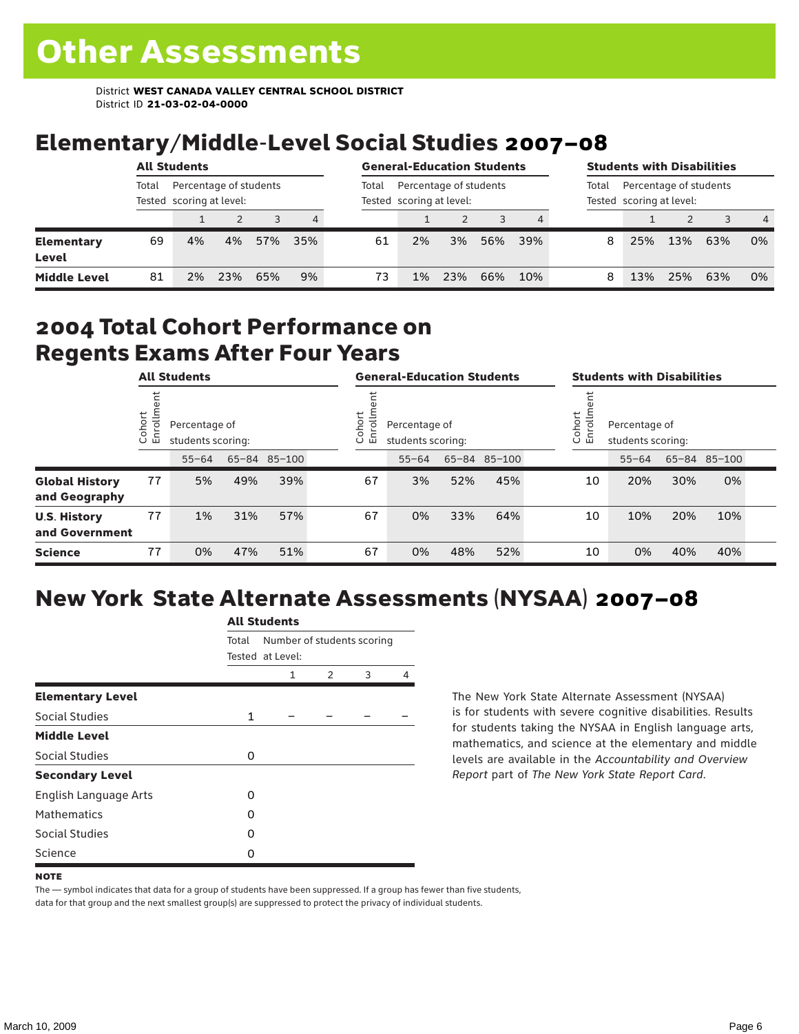# Other Assessments

District **WEST CANADA VALLEY CENTRAL SCHOOL DISTRICT**
District ID **21-03-02-04-0000**

## Elementary/Middle-Level Social Studies 2007–08

| | All Students | | | | | General-Education Students | | | | | Students with Disabilities | | | | |
|---|---|---|---|---|---|---|---|---|---|---|---|---|---|---|---|
| | Total Tested | Percentage of students scoring at level: | | | | Total Tested | Percentage of students scoring at level: | | | | Total Tested | Percentage of students scoring at level: | | | |
| | | 1 | 2 | 3 | 4 | | 1 | 2 | 3 | 4 | | 1 | 2 | 3 | 4 |
| **Elementary Level** | 69 | 4% | 4% | 57% | 35% | 61 | 2% | 3% | 56% | 39% | 8 | 25% | 13% | 63% | 0% |
| **Middle Level** | 81 | 2% | 23% | 65% | 9% | 73 | 1% | 23% | 66% | 10% | 8 | 13% | 25% | 63% | 0% |

## 2004 Total Cohort Performance on Regents Exams After Four Years

| | All Students | | | | General-Education Students | | | | Students with Disabilities | | | |
|---|---|---|---|---|---|---|---|---|---|---|---|---|
| | Cohort Enrollment | Percentage of students scoring: | | | Cohort Enrollment | Percentage of students scoring: | | | Cohort Enrollment | Percentage of students scoring: | | |
| | | 55–64 | 65–84 | 85–100 | | 55–64 | 65–84 | 85–100 | | 55–64 | 65–84 | 85–100 |
| **Global History and Geography** | 77 | 5% | 49% | 39% | 67 | 3% | 52% | 45% | 10 | 20% | 30% | 0% |
| **U.S. History and Government** | 77 | 1% | 31% | 57% | 67 | 0% | 33% | 64% | 10 | 10% | 20% | 10% |
| **Science** | 77 | 0% | 47% | 51% | 67 | 0% | 48% | 52% | 10 | 0% | 40% | 40% |

## New York State Alternate Assessments (NYSAA) 2007–08

| | All Students | | | | |
|---|---|---|---|---|---|
| | Total Tested | Number of students scoring at Level: | | | |
| | | 1 | 2 | 3 | 4 |
| **Elementary Level** | | | | | |
| Social Studies | 1 | – | – | – | – |
| **Middle Level** | | | | | |
| Social Studies | 0 | | | | |
| **Secondary Level** | | | | | |
| English Language Arts | 0 | | | | |
| Mathematics | 0 | | | | |
| Social Studies | 0 | | | | |
| Science | 0 | | | | |

The New York State Alternate Assessment (NYSAA) is for students with severe cognitive disabilities. Results for students taking the NYSAA in English language arts, mathematics, and science at the elementary and middle levels are available in the *Accountability and Overview Report* part of *The New York State Report Card*.

**NOTE**

The — symbol indicates that data for a group of students have been suppressed. If a group has fewer than five students, data for that group and the next smallest group(s) are suppressed to protect the privacy of individual students.

March 10, 2009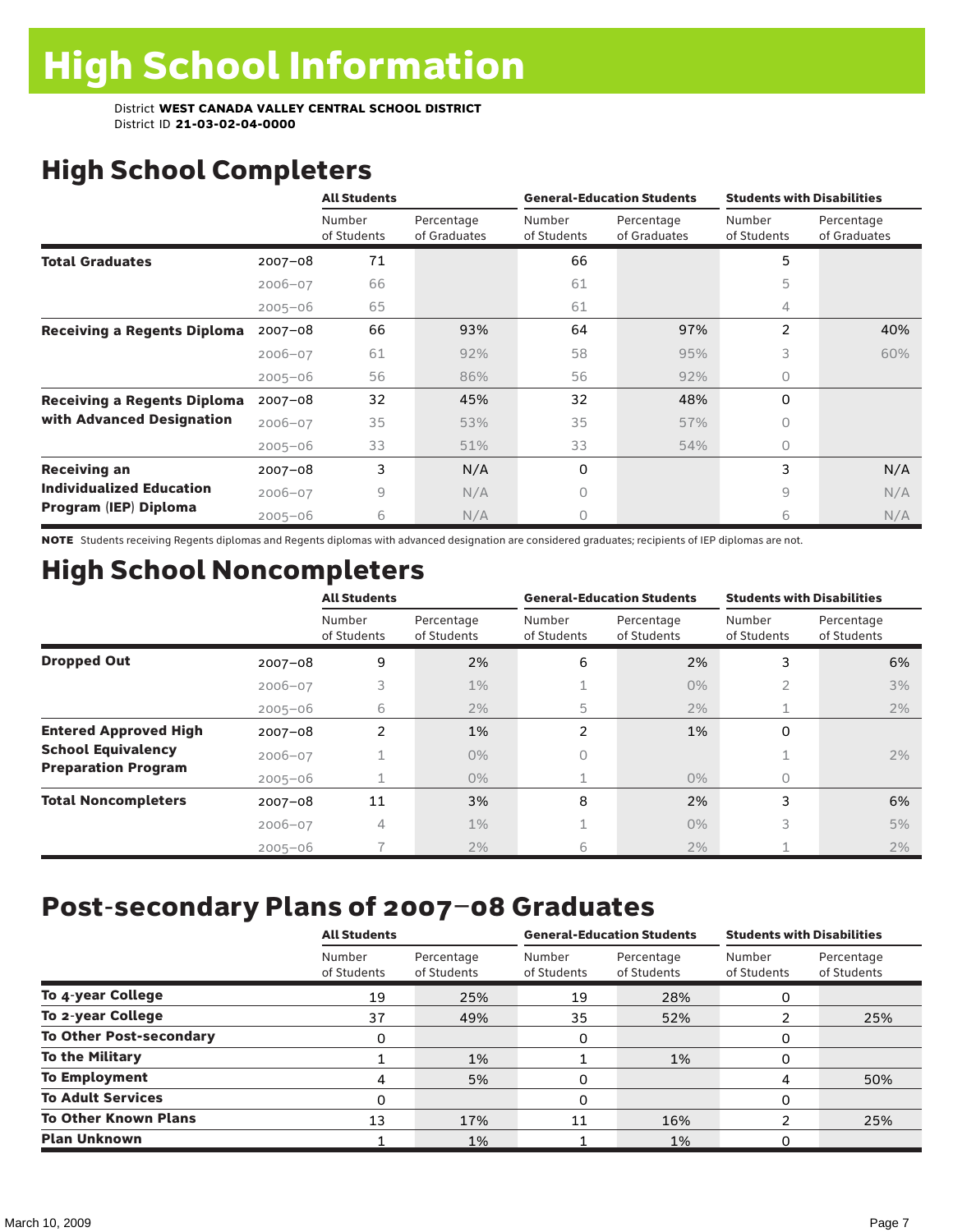# High School Information

District **WEST CANADA VALLEY CENTRAL SCHOOL DISTRICT**
District ID **21-03-02-04-0000**

## High School Completers

| | | All Students | | General-Education Students | | Students with Disabilities | |
|---|---|---|---|---|---|---|---|
| | | Number of Students | Percentage of Graduates | Number of Students | Percentage of Graduates | Number of Students | Percentage of Graduates |
| **Total Graduates** | 2007–08 | 71 | | 66 | | 5 | |
| | 2006–07 | 66 | | 61 | | 5 | |
| | 2005–06 | 65 | | 61 | | 4 | |
| **Receiving a Regents Diploma** | 2007–08 | 66 | 93% | 64 | 97% | 2 | 40% |
| | 2006–07 | 61 | 92% | 58 | 95% | 3 | 60% |
| | 2005–06 | 56 | 86% | 56 | 92% | 0 | |
| **Receiving a Regents Diploma with Advanced Designation** | 2007–08 | 32 | 45% | 32 | 48% | 0 | |
| | 2006–07 | 35 | 53% | 35 | 57% | 0 | |
| | 2005–06 | 33 | 51% | 33 | 54% | 0 | |
| **Receiving an Individualized Education Program (IEP) Diploma** | 2007–08 | 3 | N/A | 0 | | 3 | N/A |
| | 2006–07 | 9 | N/A | 0 | | 9 | N/A |
| | 2005–06 | 6 | N/A | 0 | | 6 | N/A |

**NOTE** Students receiving Regents diplomas and Regents diplomas with advanced designation are considered graduates; recipients of IEP diplomas are not.

## High School Noncompleters

| | | All Students | | General-Education Students | | Students with Disabilities | |
|---|---|---|---|---|---|---|---|
| | | Number of Students | Percentage of Students | Number of Students | Percentage of Students | Number of Students | Percentage of Students |
| **Dropped Out** | 2007–08 | 9 | 2% | 6 | 2% | 3 | 6% |
| | 2006–07 | 3 | 1% | 1 | 0% | 2 | 3% |
| | 2005–06 | 6 | 2% | 5 | 2% | 1 | 2% |
| **Entered Approved High School Equivalency Preparation Program** | 2007–08 | 2 | 1% | 2 | 1% | 0 | |
| | 2006–07 | 1 | 0% | 0 | | 1 | 2% |
| | 2005–06 | 1 | 0% | 1 | 0% | 0 | |
| **Total Noncompleters** | 2007–08 | 11 | 3% | 8 | 2% | 3 | 6% |
| | 2006–07 | 4 | 1% | 1 | 0% | 3 | 5% |
| | 2005–06 | 7 | 2% | 6 | 2% | 1 | 2% |

## Post-secondary Plans of 2007–08 Graduates

| | All Students | | General-Education Students | | Students with Disabilities | |
|---|---|---|---|---|---|---|
| | Number of Students | Percentage of Students | Number of Students | Percentage of Students | Number of Students | Percentage of Students |
| **To 4-year College** | 19 | 25% | 19 | 28% | 0 | |
| **To 2-year College** | 37 | 49% | 35 | 52% | 2 | 25% |
| **To Other Post-secondary** | 0 | | 0 | | 0 | |
| **To the Military** | 1 | 1% | 1 | 1% | 0 | |
| **To Employment** | 4 | 5% | 0 | | 4 | 50% |
| **To Adult Services** | 0 | | 0 | | 0 | |
| **To Other Known Plans** | 13 | 17% | 11 | 16% | 2 | 25% |
| **Plan Unknown** | 1 | 1% | 1 | 1% | 0 | |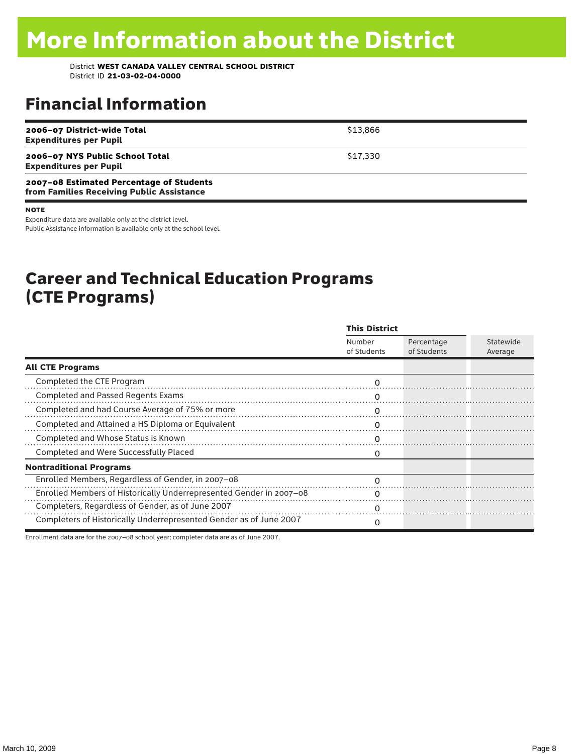# More Information about the District

District **WEST CANADA VALLEY CENTRAL SCHOOL DISTRICT**
District ID **21-03-02-04-0000**

## Financial Information

| | |
|---|---|
| **2006–07 District-wide Total Expenditures per Pupil** | $13,866 |
| **2006–07 NYS Public School Total Expenditures per Pupil** | $17,330 |
| **2007–08 Estimated Percentage of Students from Families Receiving Public Assistance** | |

**NOTE**
Expenditure data are available only at the district level.
Public Assistance information is available only at the school level.

## Career and Technical Education Programs (CTE Programs)

| | This District | | |
|---|---|---|---|
| | Number of Students | Percentage of Students | Statewide Average |
| **All CTE Programs** | | | |
| Completed the CTE Program | 0 | | |
| Completed and Passed Regents Exams | 0 | | |
| Completed and had Course Average of 75% or more | 0 | | |
| Completed and Attained a HS Diploma or Equivalent | 0 | | |
| Completed and Whose Status is Known | 0 | | |
| Completed and Were Successfully Placed | 0 | | |
| **Nontraditional Programs** | | | |
| Enrolled Members, Regardless of Gender, in 2007–08 | 0 | | |
| Enrolled Members of Historically Underrepresented Gender in 2007–08 | 0 | | |
| Completers, Regardless of Gender, as of June 2007 | 0 | | |
| Completers of Historically Underrepresented Gender as of June 2007 | 0 | | |

Enrollment data are for the 2007–08 school year; completer data are as of June 2007.